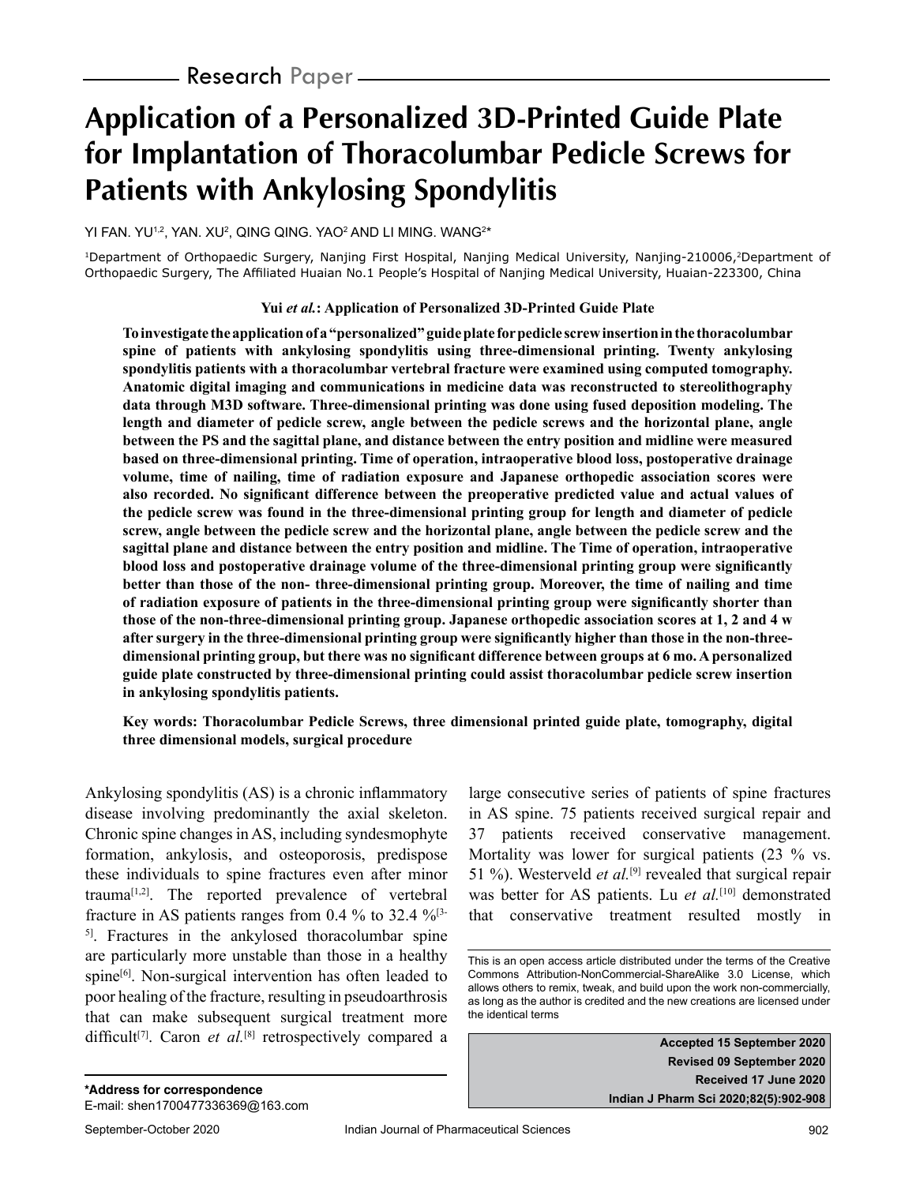Research Paper

# Application of a Personalized 3D-Printed Guide Plate for Implantation of Thoracolumbar Pedicle Screws for Patients with Ankylosing Spondylitis

YI FAN. YU[1,2], YAN. XU[2], QING QING. YAO[2] AND LI MING. WANG[2]*

[1]Department of Orthopaedic Surgery, Nanjing First Hospital, Nanjing Medical University, Nanjing-210006, [2]Department of Orthopaedic Surgery, The Affiliated Huaian No.1 People's Hospital of Nanjing Medical University, Huaian-223300, China

**Yui *et al.*: Application of Personalized 3D-Printed Guide Plate**

**To investigate the application of a "personalized" guide plate for pedicle screw insertion in the thoracolumbar spine of patients with ankylosing spondylitis using three-dimensional printing. Twenty ankylosing spondylitis patients with a thoracolumbar vertebral fracture were examined using computed tomography. Anatomic digital imaging and communications in medicine data was reconstructed to stereolithography data through M3D software. Three-dimensional printing was done using fused deposition modeling. The length and diameter of pedicle screw, angle between the pedicle screws and the horizontal plane, angle between the PS and the sagittal plane, and distance between the entry position and midline were measured based on three-dimensional printing. Time of operation, intraoperative blood loss, postoperative drainage volume, time of nailing, time of radiation exposure and Japanese orthopedic association scores were also recorded. No significant difference between the preoperative predicted value and actual values of the pedicle screw was found in the three-dimensional printing group for length and diameter of pedicle screw, angle between the pedicle screw and the horizontal plane, angle between the pedicle screw and the sagittal plane and distance between the entry position and midline. The Time of operation, intraoperative blood loss and postoperative drainage volume of the three-dimensional printing group were significantly better than those of the non- three-dimensional printing group. Moreover, the time of nailing and time of radiation exposure of patients in the three-dimensional printing group were significantly shorter than those of the non-three-dimensional printing group. Japanese orthopedic association scores at 1, 2 and 4 w after surgery in the three-dimensional printing group were significantly higher than those in the non-three-dimensional printing group, but there was no significant difference between groups at 6 mo. A personalized guide plate constructed by three-dimensional printing could assist thoracolumbar pedicle screw insertion in ankylosing spondylitis patients.**

**Key words: Thoracolumbar Pedicle Screws, three dimensional printed guide plate, tomography, digital three dimensional models, surgical procedure**

Ankylosing spondylitis (AS) is a chronic inflammatory disease involving predominantly the axial skeleton. Chronic spine changes in AS, including syndesmophyte formation, ankylosis, and osteoporosis, predispose these individuals to spine fractures even after minor trauma[1,2]. The reported prevalence of vertebral fracture in AS patients ranges from 0.4 % to 32.4 %[3-5]. Fractures in the ankylosed thoracolumbar spine are particularly more unstable than those in a healthy spine[6]. Non-surgical intervention has often leaded to poor healing of the fracture, resulting in pseudoarthrosis that can make subsequent surgical treatment more difficult[7]. Caron *et al.*[8] retrospectively compared a large consecutive series of patients of spine fractures in AS spine. 75 patients received surgical repair and 37 patients received conservative management. Mortality was lower for surgical patients (23 % vs. 51 %). Westerveld *et al.*[9] revealed that surgical repair was better for AS patients. Lu *et al.*[10] demonstrated that conservative treatment resulted mostly in

This is an open access article distributed under the terms of the Creative Commons Attribution-NonCommercial-ShareAlike 3.0 License, which allows others to remix, tweak, and build upon the work non-commercially, as long as the author is credited and the new creations are licensed under the identical terms

**Accepted 15 September 2020**
**Revised 09 September 2020**
**Received 17 June 2020**
**Indian J Pharm Sci 2020;82(5):902-908**

**\*Address for correspondence**
E-mail: shen1700477336369@163.com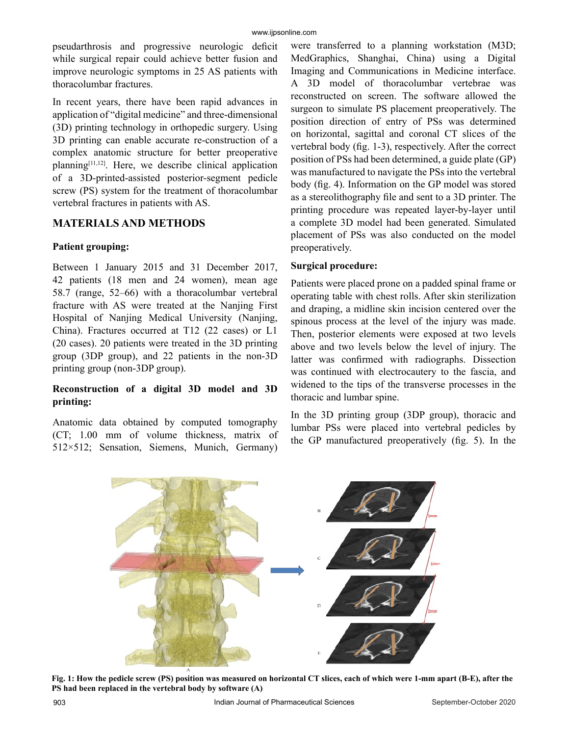pseudarthrosis and progressive neurologic deficit while surgical repair could achieve better fusion and improve neurologic symptoms in 25 AS patients with thoracolumbar fractures.

In recent years, there have been rapid advances in application of "digital medicine" and three-dimensional (3D) printing technology in orthopedic surgery. Using 3D printing can enable accurate re-construction of a complex anatomic structure for better preoperative planning[11,12]. Here, we describe clinical application of a 3D-printed-assisted posterior-segment pedicle screw (PS) system for the treatment of thoracolumbar vertebral fractures in patients with AS.

## MATERIALS AND METHODS

### Patient grouping:

Between 1 January 2015 and 31 December 2017, 42 patients (18 men and 24 women), mean age 58.7 (range, 52–66) with a thoracolumbar vertebral fracture with AS were treated at the Nanjing First Hospital of Nanjing Medical University (Nanjing, China). Fractures occurred at T12 (22 cases) or L1 (20 cases). 20 patients were treated in the 3D printing group (3DP group), and 22 patients in the non-3D printing group (non-3DP group).

### Reconstruction of a digital 3D model and 3D printing:

Anatomic data obtained by computed tomography (CT; 1.00 mm of volume thickness, matrix of 512×512; Sensation, Siemens, Munich, Germany) were transferred to a planning workstation (M3D; MedGraphics, Shanghai, China) using a Digital Imaging and Communications in Medicine interface. A 3D model of thoracolumbar vertebrae was reconstructed on screen. The software allowed the surgeon to simulate PS placement preoperatively. The position direction of entry of PSs was determined on horizontal, sagittal and coronal CT slices of the vertebral body (fig. 1-3), respectively. After the correct position of PSs had been determined, a guide plate (GP) was manufactured to navigate the PSs into the vertebral body (fig. 4). Information on the GP model was stored as a stereolithography file and sent to a 3D printer. The printing procedure was repeated layer-by-layer until a complete 3D model had been generated. Simulated placement of PSs was also conducted on the model preoperatively.

### Surgical procedure:

Patients were placed prone on a padded spinal frame or operating table with chest rolls. After skin sterilization and draping, a midline skin incision centered over the spinous process at the level of the injury was made. Then, posterior elements were exposed at two levels above and two levels below the level of injury. The latter was confirmed with radiographs. Dissection was continued with electrocautery to the fascia, and widened to the tips of the transverse processes in the thoracic and lumbar spine.

In the 3D printing group (3DP group), thoracic and lumbar PSs were placed into vertebral pedicles by the GP manufactured preoperatively (fig. 5). In the

**Fig. 1: How the pedicle screw (PS) position was measured on horizontal CT slices, each of which were 1-mm apart (B-E), after the PS had been replaced in the vertebral body by software (A)**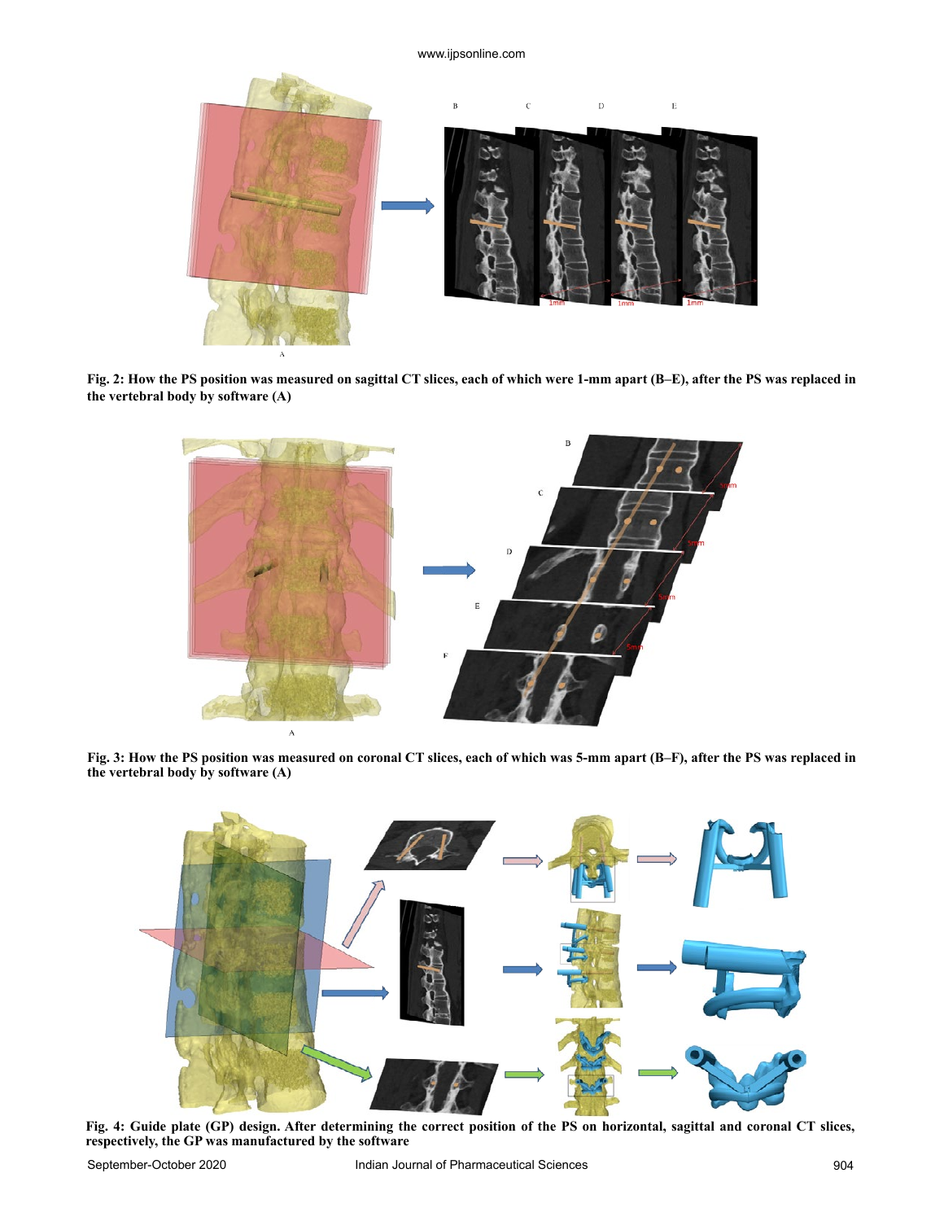Fig. 2: How the PS position was measured on sagittal CT slices, each of which were 1-mm apart (B–E), after the PS was replaced in the vertebral body by software (A)

Fig. 3: How the PS position was measured on coronal CT slices, each of which was 5-mm apart (B–F), after the PS was replaced in the vertebral body by software (A)

Fig. 4: Guide plate (GP) design. After determining the correct position of the PS on horizontal, sagittal and coronal CT slices, respectively, the GP was manufactured by the software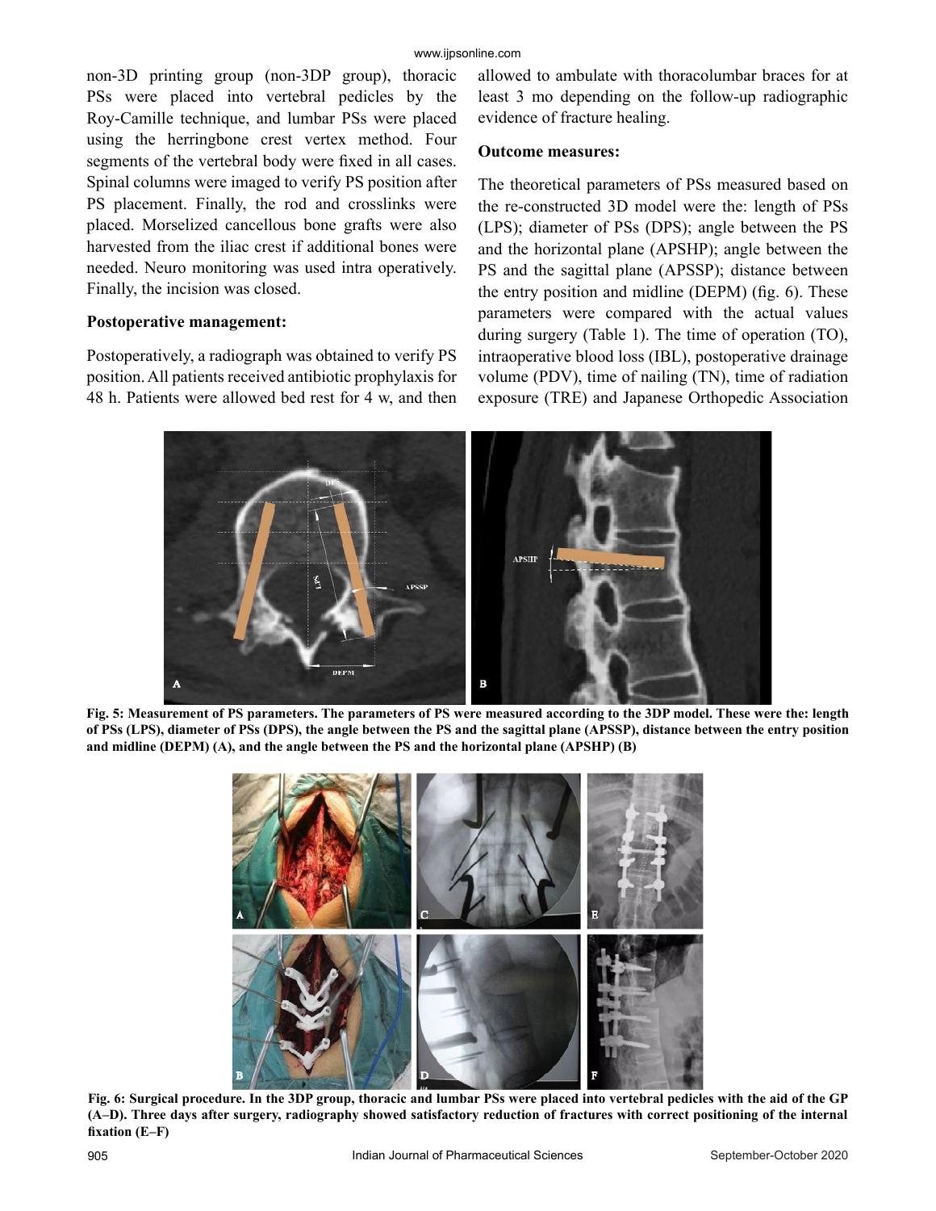non-3D printing group (non-3DP group), thoracic PSs were placed into vertebral pedicles by the Roy-Camille technique, and lumbar PSs were placed using the herringbone crest vertex method. Four segments of the vertebral body were fixed in all cases. Spinal columns were imaged to verify PS position after PS placement. Finally, the rod and crosslinks were placed. Morselized cancellous bone grafts were also harvested from the iliac crest if additional bones were needed. Neuro monitoring was used intra operatively. Finally, the incision was closed.

### Postoperative management:

Postoperatively, a radiograph was obtained to verify PS position. All patients received antibiotic prophylaxis for 48 h. Patients were allowed bed rest for 4 w, and then allowed to ambulate with thoracolumbar braces for at least 3 mo depending on the follow-up radiographic evidence of fracture healing.

### Outcome measures:

The theoretical parameters of PSs measured based on the re-constructed 3D model were the: length of PSs (LPS); diameter of PSs (DPS); angle between the PS and the horizontal plane (APSHP); angle between the PS and the sagittal plane (APSSP); distance between the entry position and midline (DEPM) (fig. 6). These parameters were compared with the actual values during surgery (Table 1). The time of operation (TO), intraoperative blood loss (IBL), postoperative drainage volume (PDV), time of nailing (TN), time of radiation exposure (TRE) and Japanese Orthopedic Association

**Fig. 5: Measurement of PS parameters. The parameters of PS were measured according to the 3DP model. These were the: length of PSs (LPS), diameter of PSs (DPS), the angle between the PS and the sagittal plane (APSSP), distance between the entry position and midline (DEPM) (A), and the angle between the PS and the horizontal plane (APSHP) (B)**

**Fig. 6: Surgical procedure. In the 3DP group, thoracic and lumbar PSs were placed into vertebral pedicles with the aid of the GP (A–D). Three days after surgery, radiography showed satisfactory reduction of fractures with correct positioning of the internal fixation (E–F)**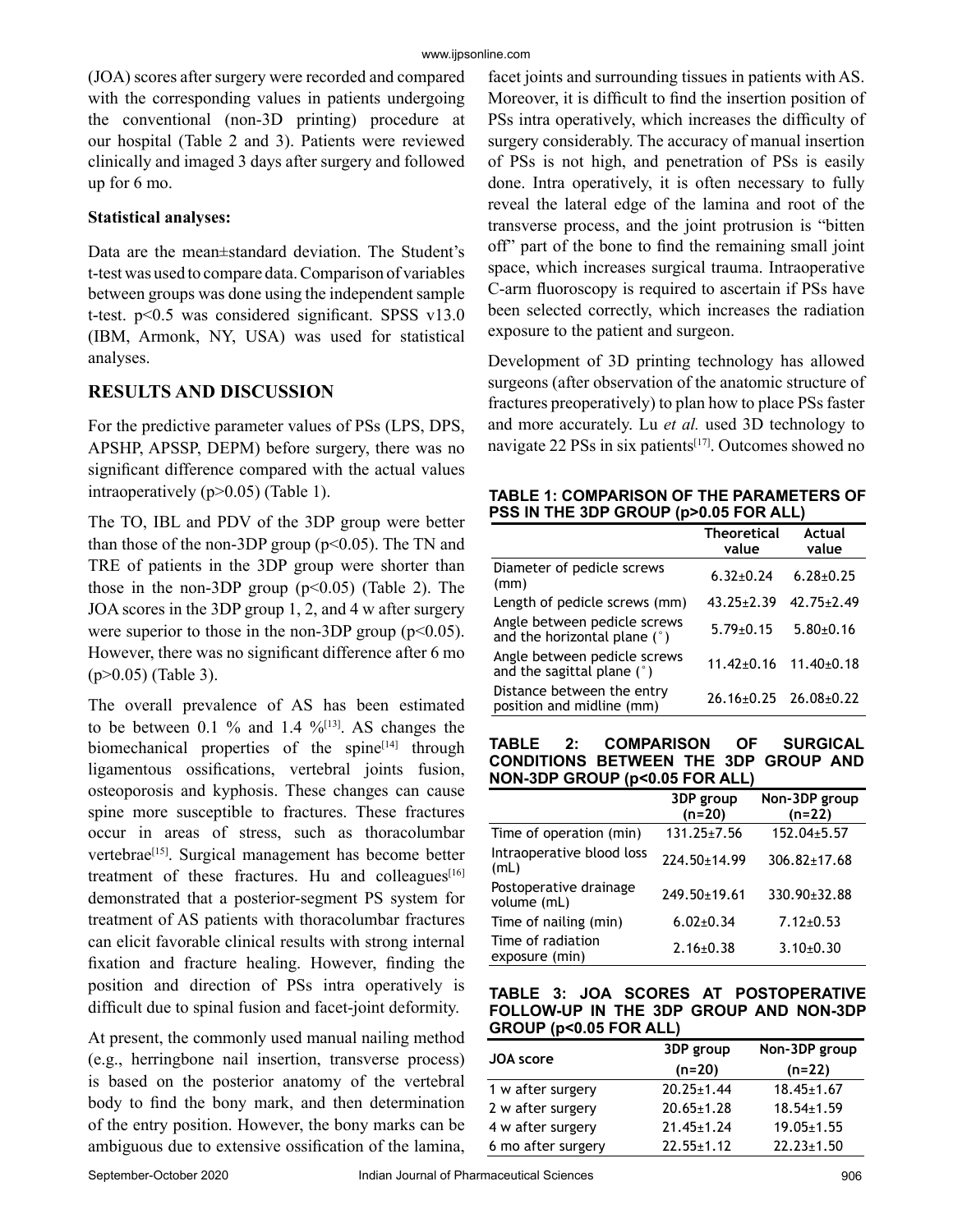(JOA) scores after surgery were recorded and compared with the corresponding values in patients undergoing the conventional (non-3D printing) procedure at our hospital (Table 2 and 3). Patients were reviewed clinically and imaged 3 days after surgery and followed up for 6 mo.

**Statistical analyses:**

Data are the mean±standard deviation. The Student's t-test was used to compare data. Comparison of variables between groups was done using the independent sample t-test. $p<0.5$ was considered significant. SPSS v13.0 (IBM, Armonk, NY, USA) was used for statistical analyses.

## RESULTS AND DISCUSSION

For the predictive parameter values of PSs (LPS, DPS, APSHP, APSSP, DEPM) before surgery, there was no significant difference compared with the actual values intraoperatively ($p>0.05$) (Table 1).

The TO, IBL and PDV of the 3DP group were better than those of the non-3DP group ($p<0.05$). The TN and TRE of patients in the 3DP group were shorter than those in the non-3DP group ($p<0.05$) (Table 2). The JOA scores in the 3DP group 1, 2, and 4 w after surgery were superior to those in the non-3DP group ($p<0.05$). However, there was no significant difference after 6 mo ($p>0.05$) (Table 3).

The overall prevalence of AS has been estimated to be between 0.1 % and 1.4 %[13]. AS changes the biomechanical properties of the spine[14] through ligamentous ossifications, vertebral joints fusion, osteoporosis and kyphosis. These changes can cause spine more susceptible to fractures. These fractures occur in areas of stress, such as thoracolumbar vertebrae[15]. Surgical management has become better treatment of these fractures. Hu and colleagues[16] demonstrated that a posterior-segment PS system for treatment of AS patients with thoracolumbar fractures can elicit favorable clinical results with strong internal fixation and fracture healing. However, finding the position and direction of PSs intra operatively is difficult due to spinal fusion and facet-joint deformity.

At present, the commonly used manual nailing method (e.g., herringbone nail insertion, transverse process) is based on the posterior anatomy of the vertebral body to find the bony mark, and then determination of the entry position. However, the bony marks can be ambiguous due to extensive ossification of the lamina, facet joints and surrounding tissues in patients with AS. Moreover, it is difficult to find the insertion position of PSs intra operatively, which increases the difficulty of surgery considerably. The accuracy of manual insertion of PSs is not high, and penetration of PSs is easily done. Intra operatively, it is often necessary to fully reveal the lateral edge of the lamina and root of the transverse process, and the joint protrusion is "bitten off" part of the bone to find the remaining small joint space, which increases surgical trauma. Intraoperative C-arm fluoroscopy is required to ascertain if PSs have been selected correctly, which increases the radiation exposure to the patient and surgeon.

Development of 3D printing technology has allowed surgeons (after observation of the anatomic structure of fractures preoperatively) to plan how to place PSs faster and more accurately. Lu *et al.* used 3D technology to navigate 22 PSs in six patients[17]. Outcomes showed no

**TABLE 1: COMPARISON OF THE PARAMETERS OF PSS IN THE 3DP GROUP (p>0.05 FOR ALL)**

| | Theoretical value | Actual value |
|---|---|---|
| Diameter of pedicle screws (mm) | 6.32±0.24 | 6.28±0.25 |
| Length of pedicle screws (mm) | 43.25±2.39 | 42.75±2.49 |
| Angle between pedicle screws and the horizontal plane (°) | 5.79±0.15 | 5.80±0.16 |
| Angle between pedicle screws and the sagittal plane (°) | 11.42±0.16 | 11.40±0.18 |
| Distance between the entry position and midline (mm) | 26.16±0.25 | 26.08±0.22 |

**TABLE 2: COMPARISON OF SURGICAL CONDITIONS BETWEEN THE 3DP GROUP AND NON-3DP GROUP (p<0.05 FOR ALL)**

| | 3DP group (n=20) | Non-3DP group (n=22) |
|---|---|---|
| Time of operation (min) | 131.25±7.56 | 152.04±5.57 |
| Intraoperative blood loss (mL) | 224.50±14.99 | 306.82±17.68 |
| Postoperative drainage volume (mL) | 249.50±19.61 | 330.90±32.88 |
| Time of nailing (min) | 6.02±0.34 | 7.12±0.53 |
| Time of radiation exposure (min) | 2.16±0.38 | 3.10±0.30 |

**TABLE 3: JOA SCORES AT POSTOPERATIVE FOLLOW-UP IN THE 3DP GROUP AND NON-3DP GROUP (p<0.05 FOR ALL)**

| JOA score | 3DP group (n=20) | Non-3DP group (n=22) |
|---|---|---|
| 1 w after surgery | 20.25±1.44 | 18.45±1.67 |
| 2 w after surgery | 20.65±1.28 | 18.54±1.59 |
| 4 w after surgery | 21.45±1.24 | 19.05±1.55 |
| 6 mo after surgery | 22.55±1.12 | 22.23±1.50 |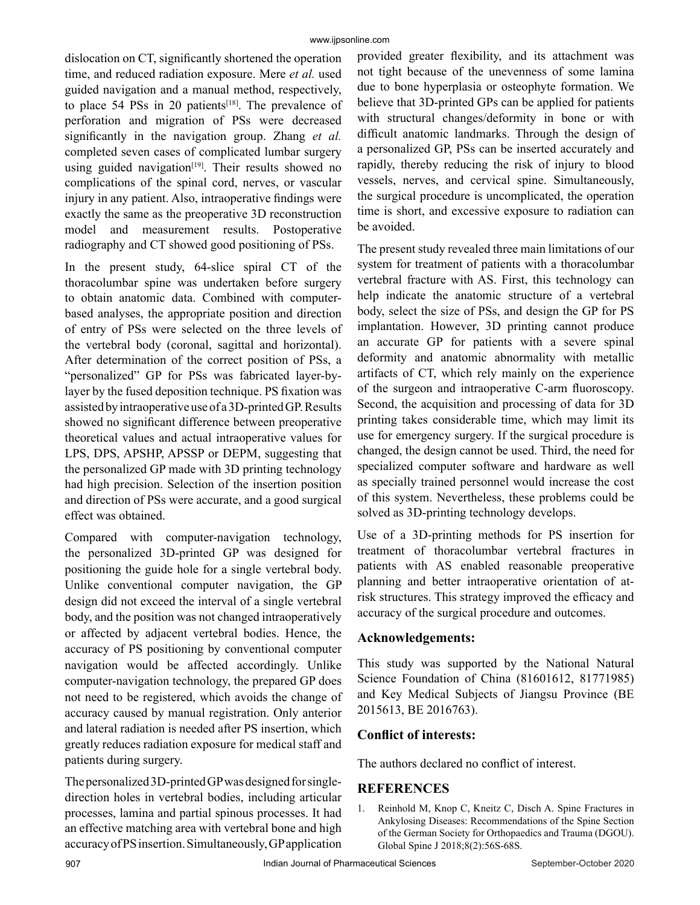dislocation on CT, significantly shortened the operation time, and reduced radiation exposure. Mere *et al.* used guided navigation and a manual method, respectively, to place 54 PSs in 20 patients[18]. The prevalence of perforation and migration of PSs were decreased significantly in the navigation group. Zhang *et al.* completed seven cases of complicated lumbar surgery using guided navigation[19]. Their results showed no complications of the spinal cord, nerves, or vascular injury in any patient. Also, intraoperative findings were exactly the same as the preoperative 3D reconstruction model and measurement results. Postoperative radiography and CT showed good positioning of PSs.

In the present study, 64-slice spiral CT of the thoracolumbar spine was undertaken before surgery to obtain anatomic data. Combined with computer-based analyses, the appropriate position and direction of entry of PSs were selected on the three levels of the vertebral body (coronal, sagittal and horizontal). After determination of the correct position of PSs, a "personalized" GP for PSs was fabricated layer-by-layer by the fused deposition technique. PS fixation was assisted by intraoperative use of a 3D-printed GP. Results showed no significant difference between preoperative theoretical values and actual intraoperative values for LPS, DPS, APSHP, APSSP or DEPM, suggesting that the personalized GP made with 3D printing technology had high precision. Selection of the insertion position and direction of PSs were accurate, and a good surgical effect was obtained.

Compared with computer-navigation technology, the personalized 3D-printed GP was designed for positioning the guide hole for a single vertebral body. Unlike conventional computer navigation, the GP design did not exceed the interval of a single vertebral body, and the position was not changed intraoperatively or affected by adjacent vertebral bodies. Hence, the accuracy of PS positioning by conventional computer navigation would be affected accordingly. Unlike computer-navigation technology, the prepared GP does not need to be registered, which avoids the change of accuracy caused by manual registration. Only anterior and lateral radiation is needed after PS insertion, which greatly reduces radiation exposure for medical staff and patients during surgery.

The personalized 3D-printed GP was designed for single-direction holes in vertebral bodies, including articular processes, lamina and partial spinous processes. It had an effective matching area with vertebral bone and high accuracy of PS insertion. Simultaneously, GP application provided greater flexibility, and its attachment was not tight because of the unevenness of some lamina due to bone hyperplasia or osteophyte formation. We believe that 3D-printed GPs can be applied for patients with structural changes/deformity in bone or with difficult anatomic landmarks. Through the design of a personalized GP, PSs can be inserted accurately and rapidly, thereby reducing the risk of injury to blood vessels, nerves, and cervical spine. Simultaneously, the surgical procedure is uncomplicated, the operation time is short, and excessive exposure to radiation can be avoided.

The present study revealed three main limitations of our system for treatment of patients with a thoracolumbar vertebral fracture with AS. First, this technology can help indicate the anatomic structure of a vertebral body, select the size of PSs, and design the GP for PS implantation. However, 3D printing cannot produce an accurate GP for patients with a severe spinal deformity and anatomic abnormality with metallic artifacts of CT, which rely mainly on the experience of the surgeon and intraoperative C-arm fluoroscopy. Second, the acquisition and processing of data for 3D printing takes considerable time, which may limit its use for emergency surgery. If the surgical procedure is changed, the design cannot be used. Third, the need for specialized computer software and hardware as well as specially trained personnel would increase the cost of this system. Nevertheless, these problems could be solved as 3D-printing technology develops.

Use of a 3D-printing methods for PS insertion for treatment of thoracolumbar vertebral fractures in patients with AS enabled reasonable preoperative planning and better intraoperative orientation of at-risk structures. This strategy improved the efficacy and accuracy of the surgical procedure and outcomes.

## Acknowledgements:

This study was supported by the National Natural Science Foundation of China (81601612, 81771985) and Key Medical Subjects of Jiangsu Province (BE 2015613, BE 2016763).

## Conflict of interests:

The authors declared no conflict of interest.

## REFERENCES

1. Reinhold M, Knop C, Kneitz C, Disch A. Spine Fractures in Ankylosing Diseases: Recommendations of the Spine Section of the German Society for Orthopaedics and Trauma (DGOU). Global Spine J 2018;8(2):56S-68S.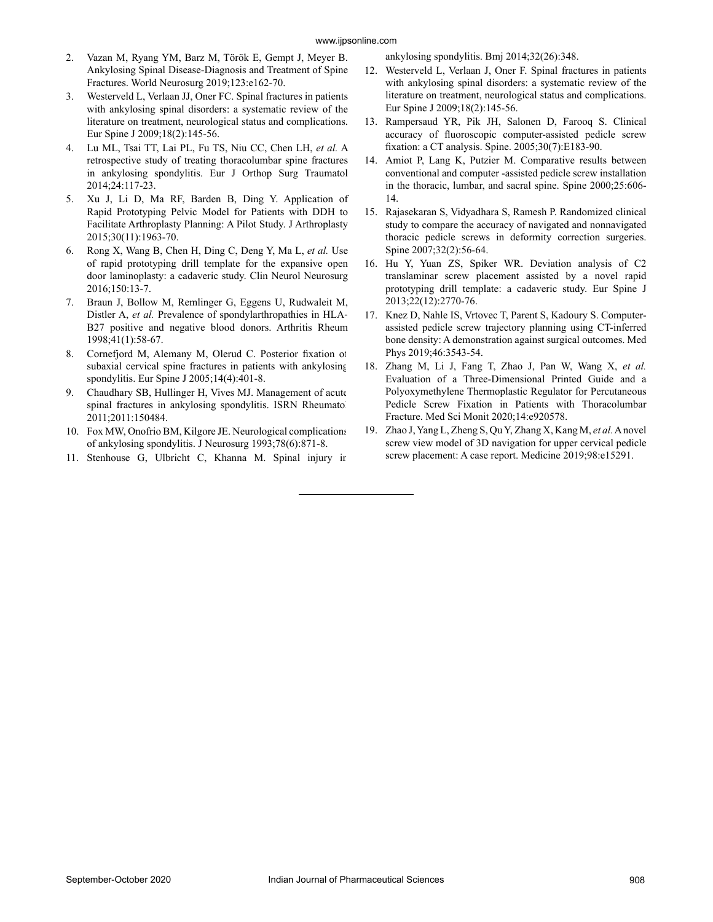2. Vazan M, Ryang YM, Barz M, Török E, Gempt J, Meyer B. Ankylosing Spinal Disease-Diagnosis and Treatment of Spine Fractures. World Neurosurg 2019;123:e162-70.
3. Westerveld L, Verlaan JJ, Oner FC. Spinal fractures in patients with ankylosing spinal disorders: a systematic review of the literature on treatment, neurological status and complications. Eur Spine J 2009;18(2):145-56.
4. Lu ML, Tsai TT, Lai PL, Fu TS, Niu CC, Chen LH, *et al.* A retrospective study of treating thoracolumbar spine fractures in ankylosing spondylitis. Eur J Orthop Surg Traumatol 2014;24:117-23.
5. Xu J, Li D, Ma RF, Barden B, Ding Y. Application of Rapid Prototyping Pelvic Model for Patients with DDH to Facilitate Arthroplasty Planning: A Pilot Study. J Arthroplasty 2015;30(11):1963-70.
6. Rong X, Wang B, Chen H, Ding C, Deng Y, Ma L, *et al.* Use of rapid prototyping drill template for the expansive open door laminoplasty: a cadaveric study. Clin Neurol Neurosurg 2016;150:13-7.
7. Braun J, Bollow M, Remlinger G, Eggens U, Rudwaleit M, Distler A, *et al.* Prevalence of spondylarthropathies in HLA-B27 positive and negative blood donors. Arthritis Rheum 1998;41(1):58-67.
8. Cornefjord M, Alemany M, Olerud C. Posterior fixation of subaxial cervical spine fractures in patients with ankylosing spondylitis. Eur Spine J 2005;14(4):401-8.
9. Chaudhary SB, Hullinger H, Vives MJ. Management of acute spinal fractures in ankylosing spondylitis. ISRN Rheumatol 2011;2011:150484.
10. Fox MW, Onofrio BM, Kilgore JE. Neurological complications of ankylosing spondylitis. J Neurosurg 1993;78(6):871-8.
11. Stenhouse G, Ulbricht C, Khanna M. Spinal injury in ankylosing spondylitis. Bmj 2014;32(26):348.
12. Westerveld L, Verlaan J, Oner F. Spinal fractures in patients with ankylosing spinal disorders: a systematic review of the literature on treatment, neurological status and complications. Eur Spine J 2009;18(2):145-56.
13. Rampersaud YR, Pik JH, Salonen D, Farooq S. Clinical accuracy of fluoroscopic computer-assisted pedicle screw fixation: a CT analysis. Spine. 2005;30(7):E183-90.
14. Amiot P, Lang K, Putzier M. Comparative results between conventional and computer -assisted pedicle screw installation in the thoracic, lumbar, and sacral spine. Spine 2000;25:606-14.
15. Rajasekaran S, Vidyadhara S, Ramesh P. Randomized clinical study to compare the accuracy of navigated and nonnavigated thoracic pedicle screws in deformity correction surgeries. Spine 2007;32(2):56-64.
16. Hu Y, Yuan ZS, Spiker WR. Deviation analysis of C2 translaminar screw placement assisted by a novel rapid prototyping drill template: a cadaveric study. Eur Spine J 2013;22(12):2770-76.
17. Knez D, Nahle IS, Vrtovec T, Parent S, Kadoury S. Computer-assisted pedicle screw trajectory planning using CT-inferred bone density: A demonstration against surgical outcomes. Med Phys 2019;46:3543-54.
18. Zhang M, Li J, Fang T, Zhao J, Pan W, Wang X, *et al.* Evaluation of a Three-Dimensional Printed Guide and a Polyoxymethylene Thermoplastic Regulator for Percutaneous Pedicle Screw Fixation in Patients with Thoracolumbar Fracture. Med Sci Monit 2020;14:e920578.
19. Zhao J, Yang L, Zheng S, Qu Y, Zhang X, Kang M, *et al.* A novel screw view model of 3D navigation for upper cervical pedicle screw placement: A case report. Medicine 2019;98:e15291.